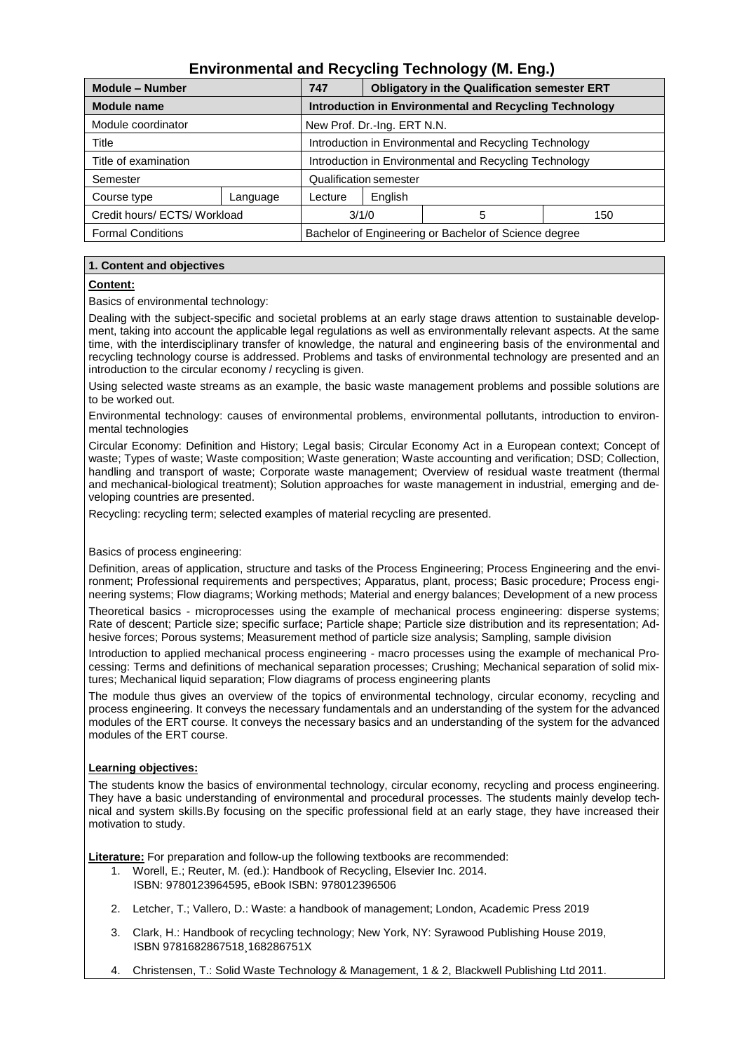# Environmental and Recycling Technology (M. Eng.)

| Module – Number | | 747 | Obligatory in the Qualification semester ERT | | |
|---|---|---|---|---|---|
| **Module name** | | **Introduction in Environmental and Recycling Technology** | | | |
| Module coordinator | | New Prof. Dr.-Ing. ERT N.N. | | | |
| Title | | Introduction in Environmental and Recycling Technology | | | |
| Title of examination | | Introduction in Environmental and Recycling Technology | | | |
| Semester | | Qualification semester | | | |
| Course type | Language | Lecture | English | | |
| Credit hours/ ECTS/ Workload | | 3/1/0 | | 5 | 150 |
| Formal Conditions | | Bachelor of Engineering or Bachelor of Science degree | | | |

## 1. Content and objectives

**Content:**

Basics of environmental technology:

Dealing with the subject-specific and societal problems at an early stage draws attention to sustainable development, taking into account the applicable legal regulations as well as environmentally relevant aspects. At the same time, with the interdisciplinary transfer of knowledge, the natural and engineering basis of the environmental and recycling technology course is addressed. Problems and tasks of environmental technology are presented and an introduction to the circular economy / recycling is given.

Using selected waste streams as an example, the basic waste management problems and possible solutions are to be worked out.

Environmental technology: causes of environmental problems, environmental pollutants, introduction to environmental technologies

Circular Economy: Definition and History; Legal basis; Circular Economy Act in a European context; Concept of waste; Types of waste; Waste composition; Waste generation; Waste accounting and verification; DSD; Collection, handling and transport of waste; Corporate waste management; Overview of residual waste treatment (thermal and mechanical-biological treatment); Solution approaches for waste management in industrial, emerging and developing countries are presented.

Recycling: recycling term; selected examples of material recycling are presented.

Basics of process engineering:

Definition, areas of application, structure and tasks of the Process Engineering; Process Engineering and the environment; Professional requirements and perspectives; Apparatus, plant, process; Basic procedure; Process engineering systems; Flow diagrams; Working methods; Material and energy balances; Development of a new process

Theoretical basics - microprocesses using the example of mechanical process engineering: disperse systems; Rate of descent; Particle size; specific surface; Particle shape; Particle size distribution and its representation; Adhesive forces; Porous systems; Measurement method of particle size analysis; Sampling, sample division

Introduction to applied mechanical process engineering - macro processes using the example of mechanical Processing: Terms and definitions of mechanical separation processes; Crushing; Mechanical separation of solid mixtures; Mechanical liquid separation; Flow diagrams of process engineering plants

The module thus gives an overview of the topics of environmental technology, circular economy, recycling and process engineering. It conveys the necessary fundamentals and an understanding of the system for the advanced modules of the ERT course. It conveys the necessary basics and an understanding of the system for the advanced modules of the ERT course.

**Learning objectives:**

The students know the basics of environmental technology, circular economy, recycling and process engineering. They have a basic understanding of environmental and procedural processes. The students mainly develop technical and system skills.By focusing on the specific professional field at an early stage, they have increased their motivation to study.

**Literature:** For preparation and follow-up the following textbooks are recommended:

1. Worell, E.; Reuter, M. (ed.): Handbook of Recycling, Elsevier Inc. 2014.
   ISBN: 9780123964595, eBook ISBN: 978012396506
2. Letcher, T.; Vallero, D.: Waste: a handbook of management; London, Academic Press 2019
3. Clark, H.: Handbook of recycling technology; New York, NY: Syrawood Publishing House 2019,
   ISBN 9781682867518¸168286751X
4. Christensen, T.: Solid Waste Technology & Management, 1 & 2, Blackwell Publishing Ltd 2011.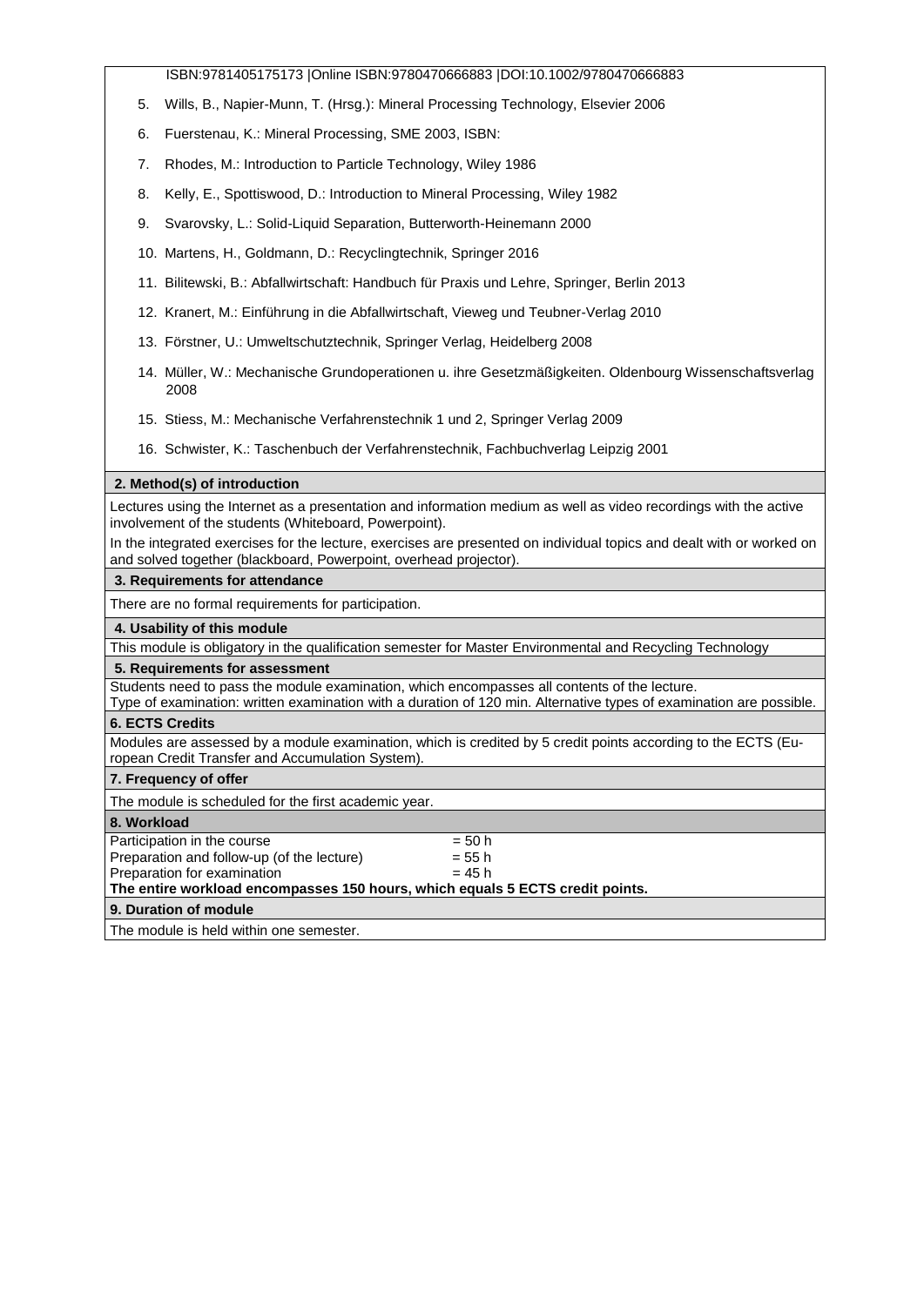ISBN:9781405175173 |Online ISBN:9780470666883 |DOI:10.1002/9780470666883

5. Wills, B., Napier-Munn, T. (Hrsg.): Mineral Processing Technology, Elsevier 2006
6. Fuerstenau, K.: Mineral Processing, SME 2003, ISBN:
7. Rhodes, M.: Introduction to Particle Technology, Wiley 1986
8. Kelly, E., Spottiswood, D.: Introduction to Mineral Processing, Wiley 1982
9. Svarovsky, L.: Solid-Liquid Separation, Butterworth-Heinemann 2000
10. Martens, H., Goldmann, D.: Recyclingtechnik, Springer 2016
11. Bilitewski, B.: Abfallwirtschaft: Handbuch für Praxis und Lehre, Springer, Berlin 2013
12. Kranert, M.: Einführung in die Abfallwirtschaft, Vieweg und Teubner-Verlag 2010
13. Förstner, U.: Umweltschutztechnik, Springer Verlag, Heidelberg 2008
14. Müller, W.: Mechanische Grundoperationen u. ihre Gesetzmäßigkeiten. Oldenbourg Wissenschaftsverlag 2008
15. Stiess, M.: Mechanische Verfahrenstechnik 1 und 2, Springer Verlag 2009
16. Schwister, K.: Taschenbuch der Verfahrenstechnik, Fachbuchverlag Leipzig 2001

**2. Method(s) of introduction**

Lectures using the Internet as a presentation and information medium as well as video recordings with the active involvement of the students (Whiteboard, Powerpoint).

In the integrated exercises for the lecture, exercises are presented on individual topics and dealt with or worked on and solved together (blackboard, Powerpoint, overhead projector).

**3. Requirements for attendance**

There are no formal requirements for participation.

**4. Usability of this module**

This module is obligatory in the qualification semester for Master Environmental and Recycling Technology

**5. Requirements for assessment**

Students need to pass the module examination, which encompasses all contents of the lecture.
Type of examination: written examination with a duration of 120 min. Alternative types of examination are possible.

**6. ECTS Credits**

Modules are assessed by a module examination, which is credited by 5 credit points according to the ECTS (European Credit Transfer and Accumulation System).

**7. Frequency of offer**

The module is scheduled for the first academic year.

**8. Workload**

| | |
|---|---|
| Participation in the course | = 50 h |
| Preparation and follow-up (of the lecture) | = 55 h |
| Preparation for examination | = 45 h |

**The entire workload encompasses 150 hours, which equals 5 ECTS credit points.**

**9. Duration of module**

The module is held within one semester.